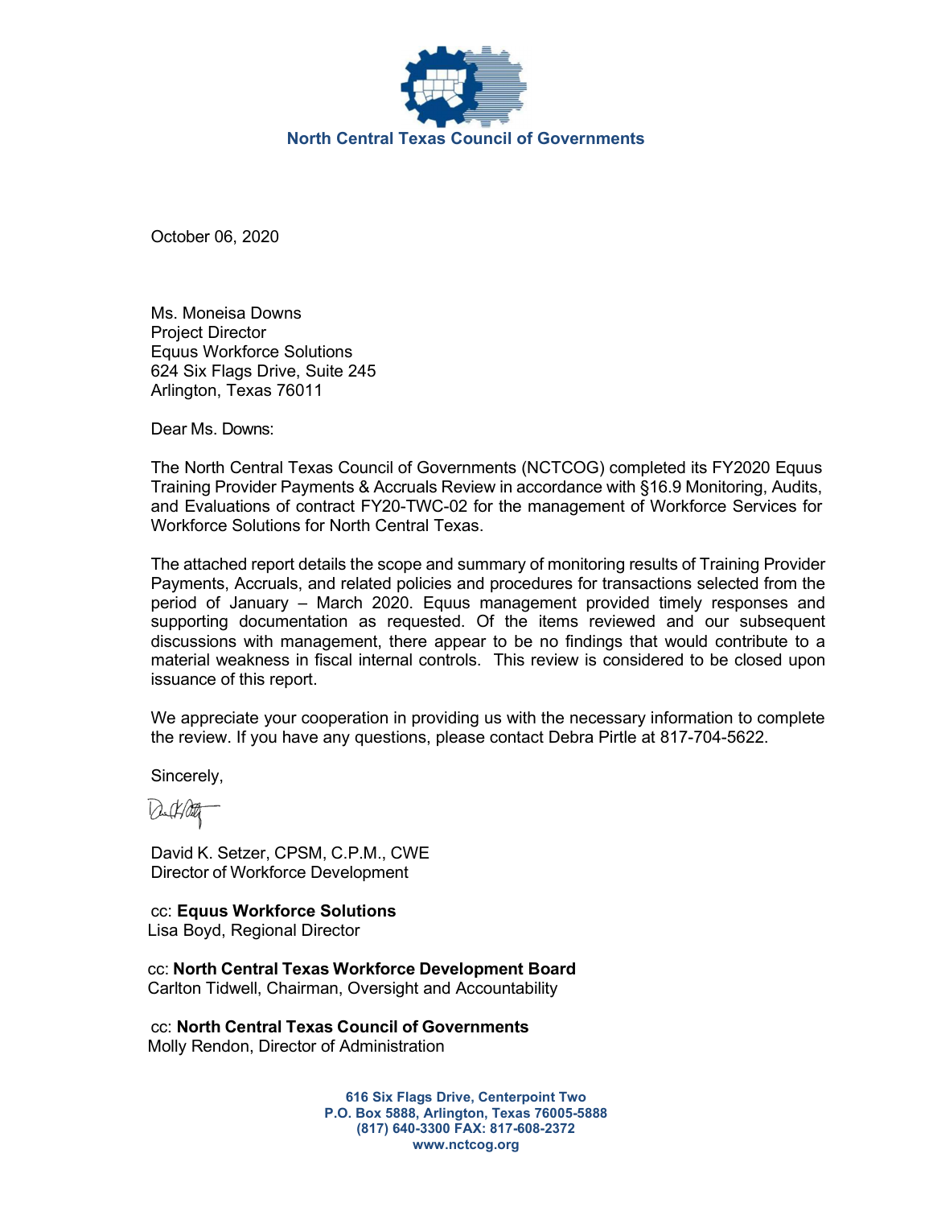**North Central Texas Council of Governments**

October 06, 2020

Ms. Moneisa Downs
Project Director
Equus Workforce Solutions
624 Six Flags Drive, Suite 245
Arlington, Texas 76011

Dear Ms. Downs:

The North Central Texas Council of Governments (NCTCOG) completed its FY2020 Equus Training Provider Payments & Accruals Review in accordance with §16.9 Monitoring, Audits, and Evaluations of contract FY20-TWC-02 for the management of Workforce Services for Workforce Solutions for North Central Texas.

The attached report details the scope and summary of monitoring results of Training Provider Payments, Accruals, and related policies and procedures for transactions selected from the period of January – March 2020. Equus management provided timely responses and supporting documentation as requested. Of the items reviewed and our subsequent discussions with management, there appear to be no findings that would contribute to a material weakness in fiscal internal controls. This review is considered to be closed upon issuance of this report.

We appreciate your cooperation in providing us with the necessary information to complete the review. If you have any questions, please contact Debra Pirtle at 817-704-5622.

Sincerely,

David K. Setzer, CPSM, C.P.M., CWE
Director of Workforce Development

cc: **Equus Workforce Solutions**
Lisa Boyd, Regional Director

cc: **North Central Texas Workforce Development Board**
Carlton Tidwell, Chairman, Oversight and Accountability

cc: **North Central Texas Council of Governments**
Molly Rendon, Director of Administration

**616 Six Flags Drive, Centerpoint Two**
**P.O. Box 5888, Arlington, Texas 76005-5888**
**(817) 640-3300 FAX: 817-608-2372**
**www.nctcog.org**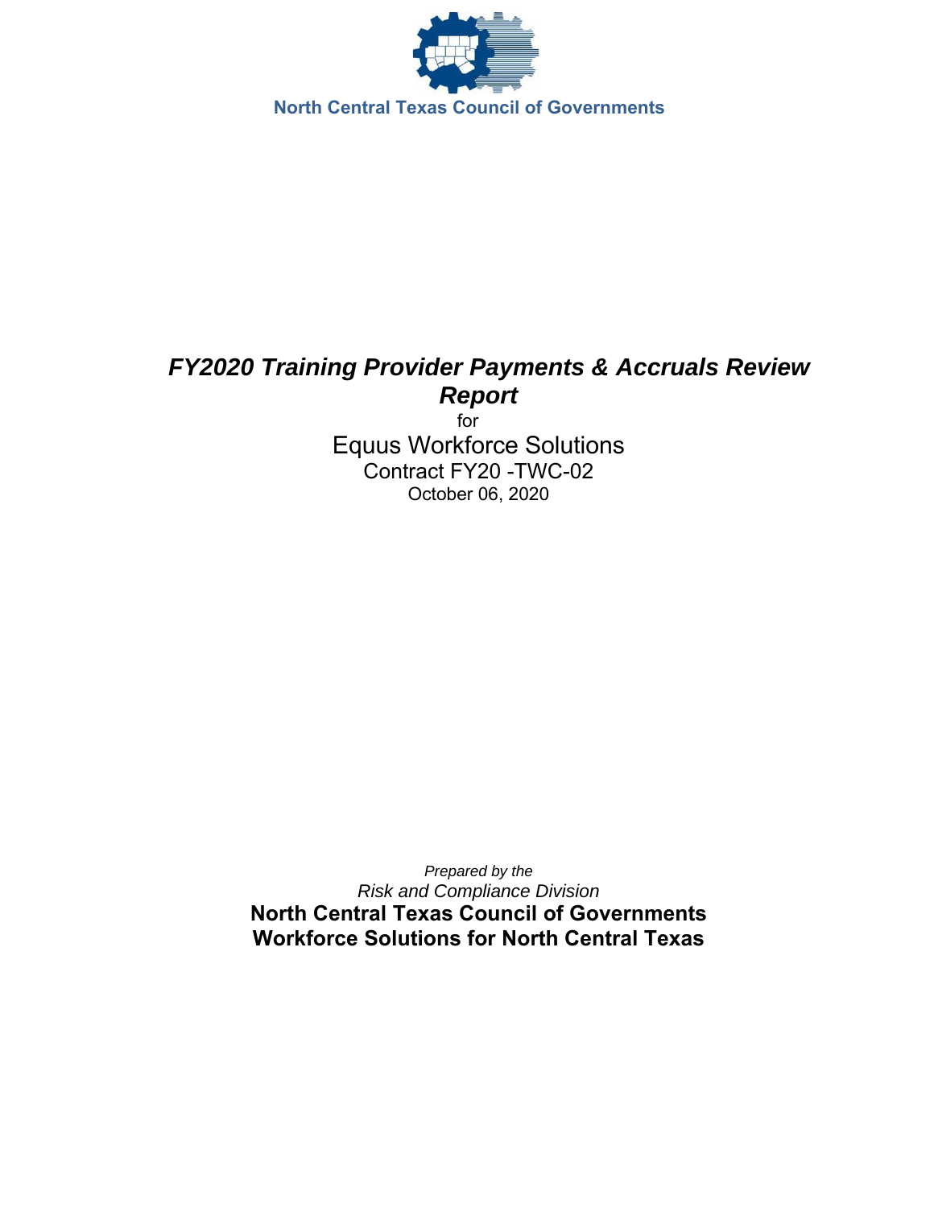North Central Texas Council of Governments

# *FY2020 Training Provider Payments & Accruals Review Report*

for

Equus Workforce Solutions

Contract FY20 -TWC-02

October 06, 2020

*Prepared by the*

*Risk and Compliance Division*

**North Central Texas Council of Governments**

**Workforce Solutions for North Central Texas**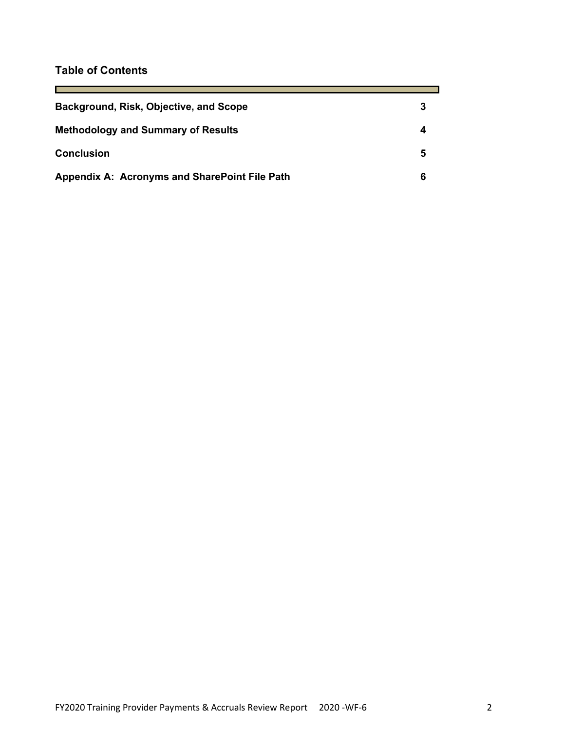## Table of Contents

| | |
|---|---|
| **Background, Risk, Objective, and Scope** | **3** |
| **Methodology and Summary of Results** | **4** |
| **Conclusion** | **5** |
| **Appendix A: Acronyms and SharePoint File Path** | **6** |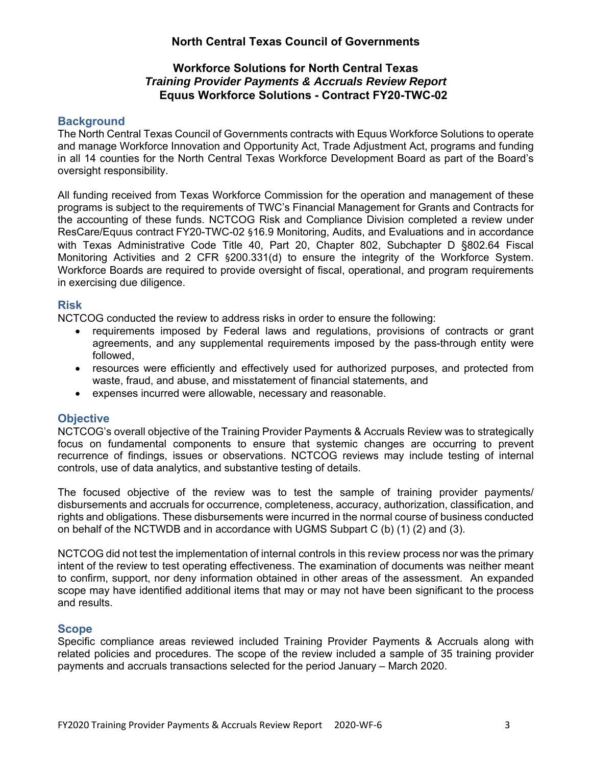**North Central Texas Council of Governments**

**Workforce Solutions for North Central Texas**
***Training Provider Payments & Accruals Review Report***
**Equus Workforce Solutions - Contract FY20-TWC-02**

## Background

The North Central Texas Council of Governments contracts with Equus Workforce Solutions to operate and manage Workforce Innovation and Opportunity Act, Trade Adjustment Act, programs and funding in all 14 counties for the North Central Texas Workforce Development Board as part of the Board's oversight responsibility.

All funding received from Texas Workforce Commission for the operation and management of these programs is subject to the requirements of TWC's Financial Management for Grants and Contracts for the accounting of these funds. NCTCOG Risk and Compliance Division completed a review under ResCare/Equus contract FY20-TWC-02 §16.9 Monitoring, Audits, and Evaluations and in accordance with Texas Administrative Code Title 40, Part 20, Chapter 802, Subchapter D §802.64 Fiscal Monitoring Activities and 2 CFR §200.331(d) to ensure the integrity of the Workforce System. Workforce Boards are required to provide oversight of fiscal, operational, and program requirements in exercising due diligence.

## Risk

NCTCOG conducted the review to address risks in order to ensure the following:

- requirements imposed by Federal laws and regulations, provisions of contracts or grant agreements, and any supplemental requirements imposed by the pass-through entity were followed,
- resources were efficiently and effectively used for authorized purposes, and protected from waste, fraud, and abuse, and misstatement of financial statements, and
- expenses incurred were allowable, necessary and reasonable.

## Objective

NCTCOG's overall objective of the Training Provider Payments & Accruals Review was to strategically focus on fundamental components to ensure that systemic changes are occurring to prevent recurrence of findings, issues or observations. NCTCOG reviews may include testing of internal controls, use of data analytics, and substantive testing of details.

The focused objective of the review was to test the sample of training provider payments/ disbursements and accruals for occurrence, completeness, accuracy, authorization, classification, and rights and obligations. These disbursements were incurred in the normal course of business conducted on behalf of the NCTWDB and in accordance with UGMS Subpart C (b) (1) (2) and (3).

NCTCOG did not test the implementation of internal controls in this review process nor was the primary intent of the review to test operating effectiveness. The examination of documents was neither meant to confirm, support, nor deny information obtained in other areas of the assessment. An expanded scope may have identified additional items that may or may not have been significant to the process and results.

## Scope

Specific compliance areas reviewed included Training Provider Payments & Accruals along with related policies and procedures. The scope of the review included a sample of 35 training provider payments and accruals transactions selected for the period January – March 2020.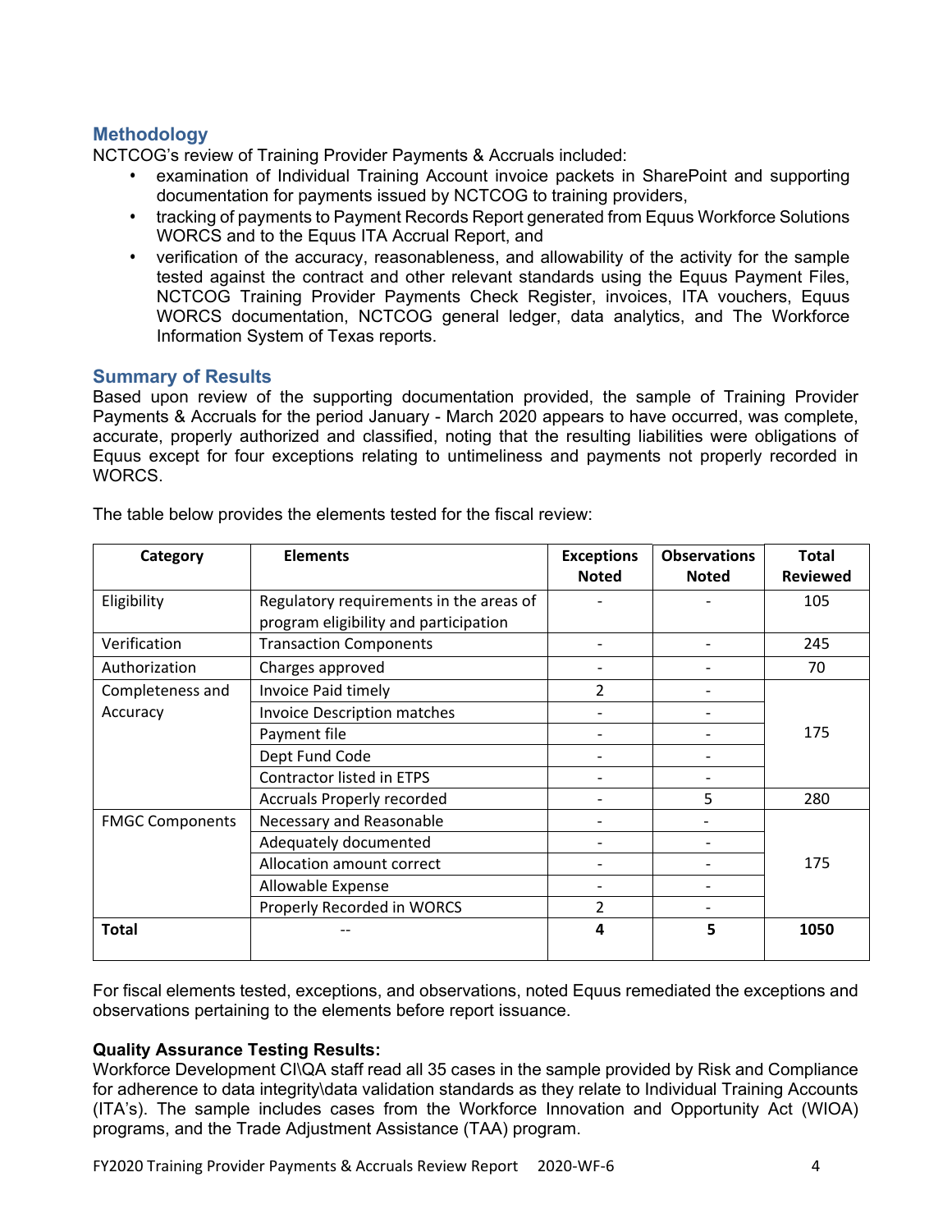## Methodology

NCTCOG's review of Training Provider Payments & Accruals included:

- examination of Individual Training Account invoice packets in SharePoint and supporting documentation for payments issued by NCTCOG to training providers,
- tracking of payments to Payment Records Report generated from Equus Workforce Solutions WORCS and to the Equus ITA Accrual Report, and
- verification of the accuracy, reasonableness, and allowability of the activity for the sample tested against the contract and other relevant standards using the Equus Payment Files, NCTCOG Training Provider Payments Check Register, invoices, ITA vouchers, Equus WORCS documentation, NCTCOG general ledger, data analytics, and The Workforce Information System of Texas reports.

## Summary of Results

Based upon review of the supporting documentation provided, the sample of Training Provider Payments & Accruals for the period January - March 2020 appears to have occurred, was complete, accurate, properly authorized and classified, noting that the resulting liabilities were obligations of Equus except for four exceptions relating to untimeliness and payments not properly recorded in WORCS.

The table below provides the elements tested for the fiscal review:

| Category | Elements | Exceptions Noted | Observations Noted | Total Reviewed |
|---|---|---|---|---|
| Eligibility | Regulatory requirements in the areas of program eligibility and participation | - | - | 105 |
| Verification | Transaction Components | - | - | 245 |
| Authorization | Charges approved | - | - | 70 |
| Completeness and Accuracy | Invoice Paid timely | 2 | - | 175 |
| | Invoice Description matches | - | - | |
| | Payment file | - | - | |
| | Dept Fund Code | - | - | |
| | Contractor listed in ETPS | - | - | |
| | Accruals Properly recorded | - | 5 | 280 |
| FMGC Components | Necessary and Reasonable | - | - | 175 |
| | Adequately documented | - | - | |
| | Allocation amount correct | - | - | |
| | Allowable Expense | - | - | |
| | Properly Recorded in WORCS | 2 | - | |
| **Total** | -- | **4** | **5** | **1050** |

For fiscal elements tested, exceptions, and observations, noted Equus remediated the exceptions and observations pertaining to the elements before report issuance.

**Quality Assurance Testing Results:**

Workforce Development CI\QA staff read all 35 cases in the sample provided by Risk and Compliance for adherence to data integrity\data validation standards as they relate to Individual Training Accounts (ITA's). The sample includes cases from the Workforce Innovation and Opportunity Act (WIOA) programs, and the Trade Adjustment Assistance (TAA) program.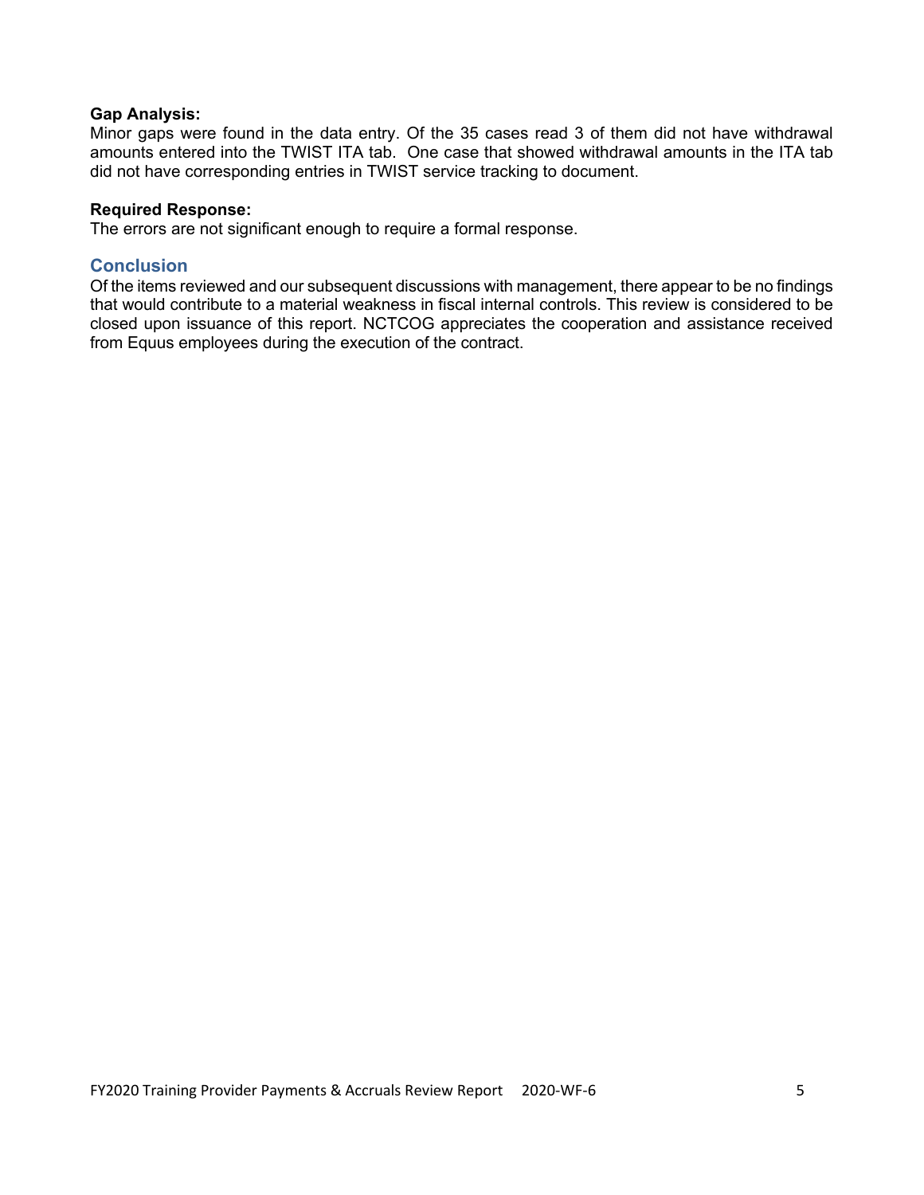**Gap Analysis:**
Minor gaps were found in the data entry. Of the 35 cases read 3 of them did not have withdrawal amounts entered into the TWIST ITA tab. One case that showed withdrawal amounts in the ITA tab did not have corresponding entries in TWIST service tracking to document.

**Required Response:**
The errors are not significant enough to require a formal response.

## Conclusion

Of the items reviewed and our subsequent discussions with management, there appear to be no findings that would contribute to a material weakness in fiscal internal controls. This review is considered to be closed upon issuance of this report. NCTCOG appreciates the cooperation and assistance received from Equus employees during the execution of the contract.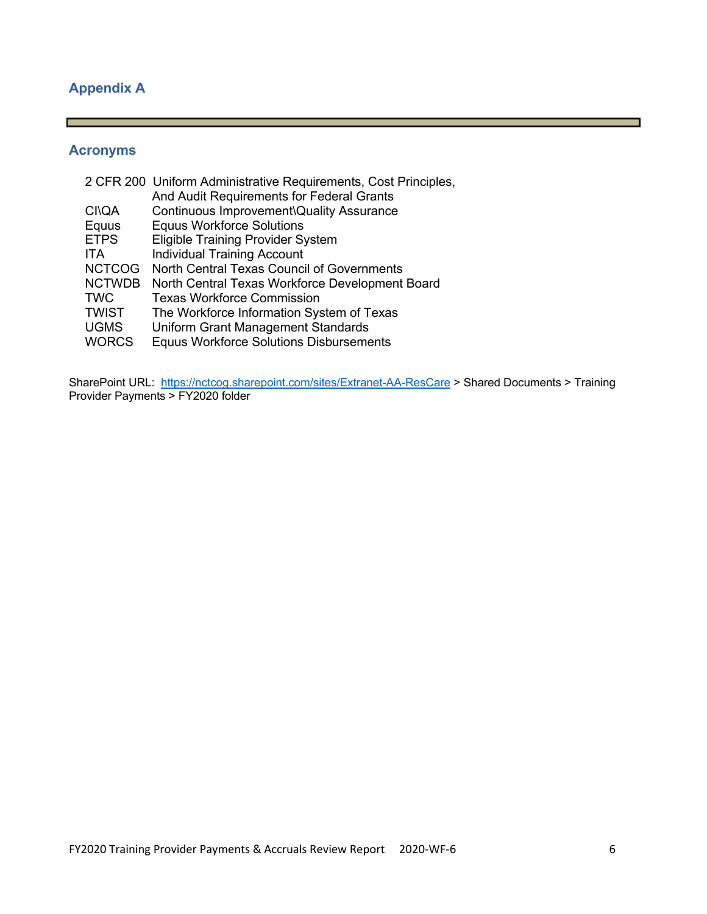## Appendix A

### Acronyms

| | |
|---|---|
| 2 CFR 200 | Uniform Administrative Requirements, Cost Principles, And Audit Requirements for Federal Grants |
| CI\QA | Continuous Improvement\Quality Assurance |
| Equus | Equus Workforce Solutions |
| ETPS | Eligible Training Provider System |
| ITA | Individual Training Account |
| NCTCOG | North Central Texas Council of Governments |
| NCTWDB | North Central Texas Workforce Development Board |
| TWC | Texas Workforce Commission |
| TWIST | The Workforce Information System of Texas |
| UGMS | Uniform Grant Management Standards |
| WORCS | Equus Workforce Solutions Disbursements |

SharePoint URL: https://nctcog.sharepoint.com/sites/Extranet-AA-ResCare > Shared Documents > Training Provider Payments > FY2020 folder